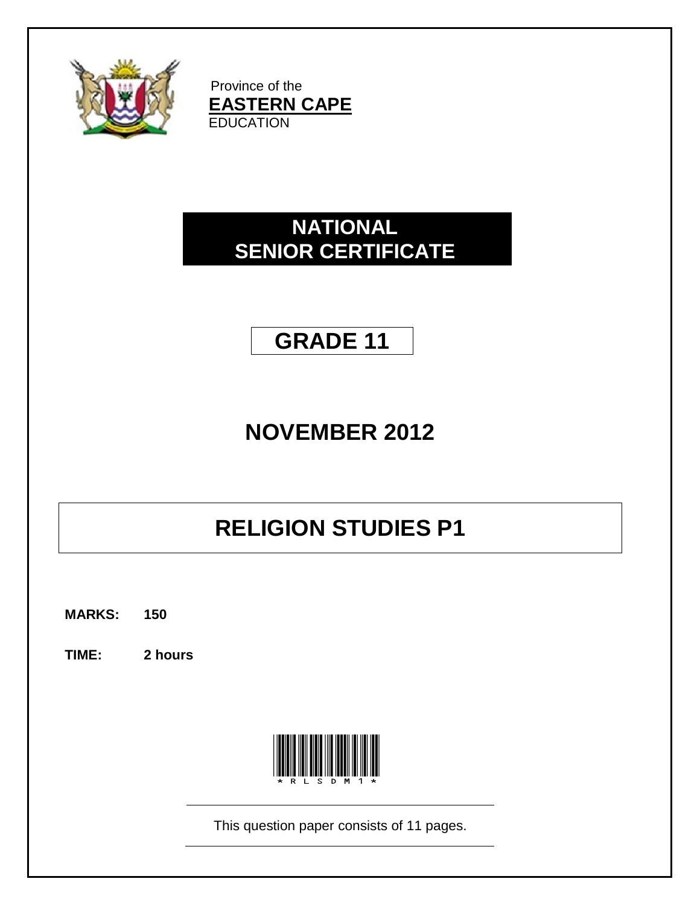Province of the
**EASTERN CAPE**
EDUCATION

# NATIONAL SENIOR CERTIFICATE

## GRADE 11

## NOVEMBER 2012

# RELIGION STUDIES P1

**MARKS: 150**

**TIME: 2 hours**

*RLSDM1*

This question paper consists of 11 pages.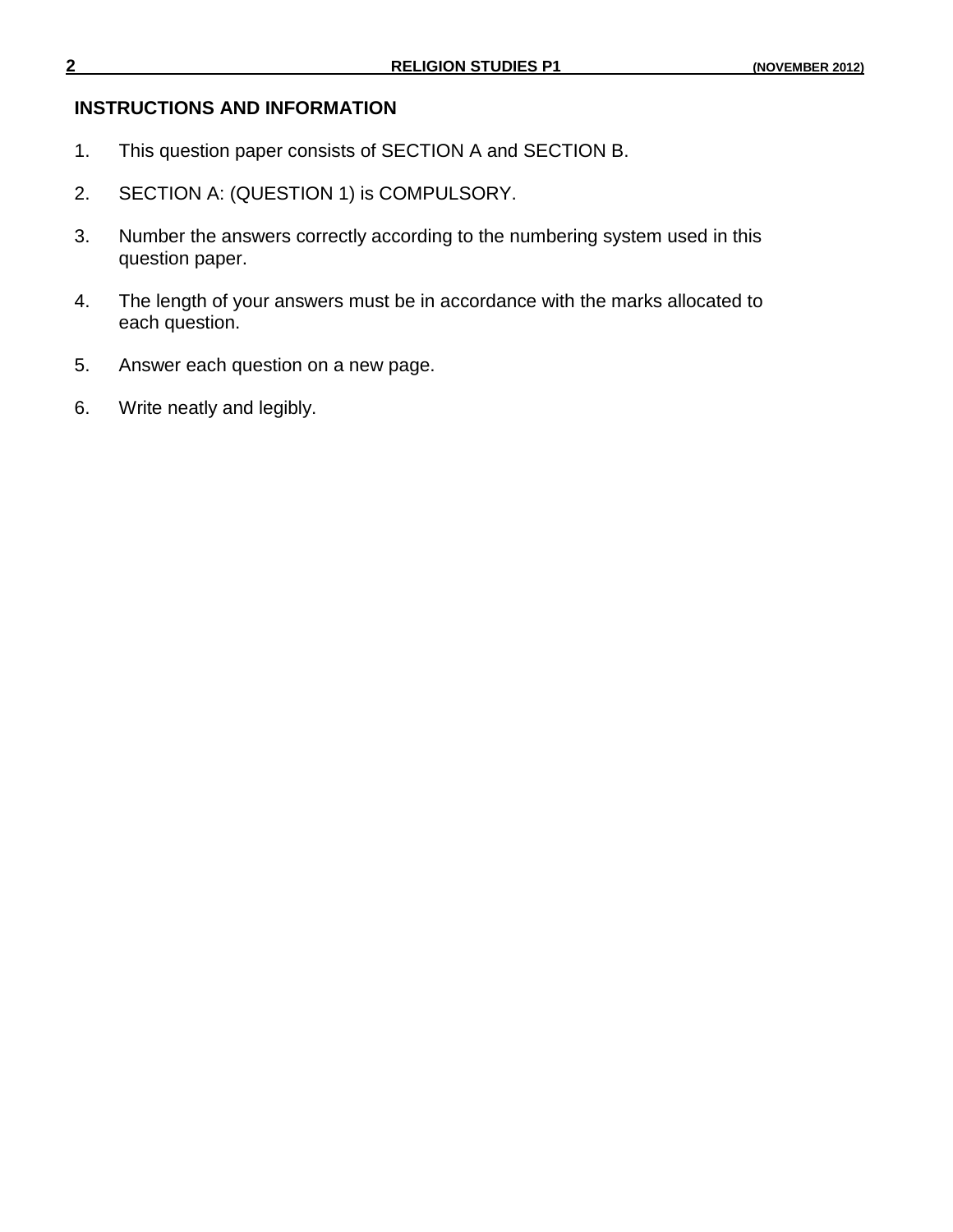## INSTRUCTIONS AND INFORMATION

1. This question paper consists of SECTION A and SECTION B.
2. SECTION A: (QUESTION 1) is COMPULSORY.
3. Number the answers correctly according to the numbering system used in this question paper.
4. The length of your answers must be in accordance with the marks allocated to each question.
5. Answer each question on a new page.
6. Write neatly and legibly.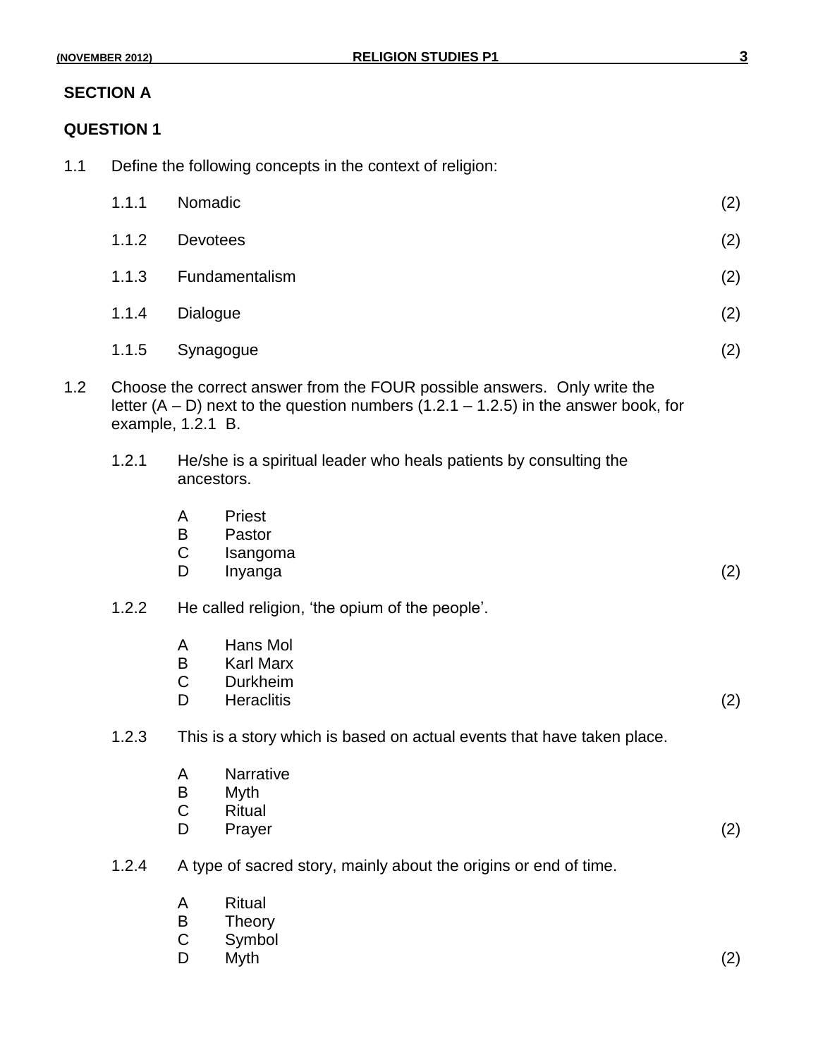## SECTION A

## QUESTION 1

1.1 Define the following concepts in the context of religion:

1.1.1 Nomadic (2)

1.1.2 Devotees (2)

1.1.3 Fundamentalism (2)

1.1.4 Dialogue (2)

1.1.5 Synagogue (2)

1.2 Choose the correct answer from the FOUR possible answers. Only write the letter (A – D) next to the question numbers (1.2.1 – 1.2.5) in the answer book, for example, 1.2.1 B.

1.2.1 He/she is a spiritual leader who heals patients by consulting the ancestors.

A Priest
B Pastor
C Isangoma
D Inyanga (2)

1.2.2 He called religion, 'the opium of the people'.

A Hans Mol
B Karl Marx
C Durkheim
D Heraclitis (2)

1.2.3 This is a story which is based on actual events that have taken place.

A Narrative
B Myth
C Ritual
D Prayer (2)

1.2.4 A type of sacred story, mainly about the origins or end of time.

A Ritual
B Theory
C Symbol
D Myth (2)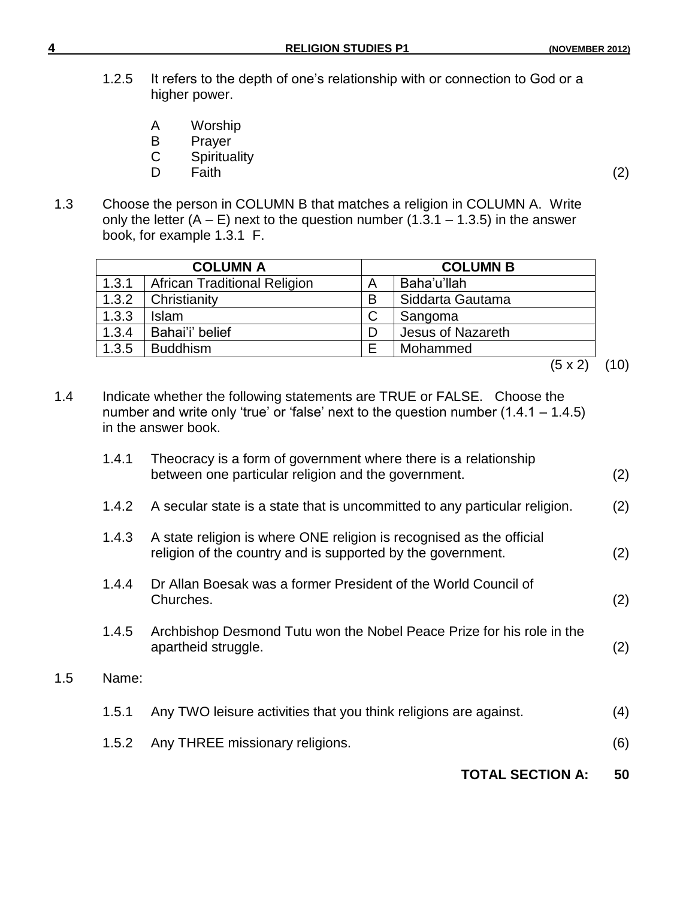1.2.5 It refers to the depth of one's relationship with or connection to God or a higher power.

A Worship
B Prayer
C Spirituality
D Faith (2)

1.3 Choose the person in COLUMN B that matches a religion in COLUMN A. Write only the letter (A – E) next to the question number (1.3.1 – 1.3.5) in the answer book, for example 1.3.1 F.

| COLUMN A | | COLUMN B | |
|---|---|---|---|
| 1.3.1 | African Traditional Religion | A | Baha'u'llah |
| 1.3.2 | Christianity | B | Siddarta Gautama |
| 1.3.3 | Islam | C | Sangoma |
| 1.3.4 | Bahai'i' belief | D | Jesus of Nazareth |
| 1.3.5 | Buddhism | E | Mohammed |

(5 x 2) (10)

1.4 Indicate whether the following statements are TRUE or FALSE. Choose the number and write only 'true' or 'false' next to the question number (1.4.1 – 1.4.5) in the answer book.

1.4.1 Theocracy is a form of government where there is a relationship between one particular religion and the government. (2)

1.4.2 A secular state is a state that is uncommitted to any particular religion. (2)

1.4.3 A state religion is where ONE religion is recognised as the official religion of the country and is supported by the government. (2)

1.4.4 Dr Allan Boesak was a former President of the World Council of Churches. (2)

1.4.5 Archbishop Desmond Tutu won the Nobel Peace Prize for his role in the apartheid struggle. (2)

1.5 Name:

1.5.1 Any TWO leisure activities that you think religions are against. (4)

1.5.2 Any THREE missionary religions. (6)

**TOTAL SECTION A: 50**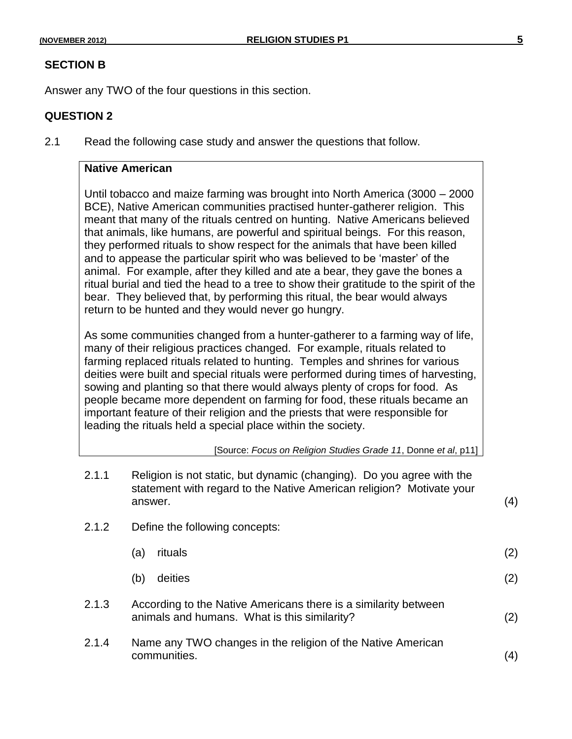## SECTION B

Answer any TWO of the four questions in this section.

## QUESTION 2

2.1 Read the following case study and answer the questions that follow.

> **Native American**
>
> Until tobacco and maize farming was brought into North America (3000 – 2000 BCE), Native American communities practised hunter-gatherer religion. This meant that many of the rituals centred on hunting. Native Americans believed that animals, like humans, are powerful and spiritual beings. For this reason, they performed rituals to show respect for the animals that have been killed and to appease the particular spirit who was believed to be 'master' of the animal. For example, after they killed and ate a bear, they gave the bones a ritual burial and tied the head to a tree to show their gratitude to the spirit of the bear. They believed that, by performing this ritual, the bear would always return to be hunted and they would never go hungry.
>
> As some communities changed from a hunter-gatherer to a farming way of life, many of their religious practices changed. For example, rituals related to farming replaced rituals related to hunting. Temples and shrines for various deities were built and special rituals were performed during times of harvesting, sowing and planting so that there would always plenty of crops for food. As people became more dependent on farming for food, these rituals became an important feature of their religion and the priests that were responsible for leading the rituals held a special place within the society.
>
> [Source: *Focus on Religion Studies Grade 11*, Donne *et al*, p11]

2.1.1 Religion is not static, but dynamic (changing). Do you agree with the statement with regard to the Native American religion? Motivate your answer. (4)

2.1.2 Define the following concepts:

(a) rituals (2)

(b) deities (2)

2.1.3 According to the Native Americans there is a similarity between animals and humans. What is this similarity? (2)

2.1.4 Name any TWO changes in the religion of the Native American communities. (4)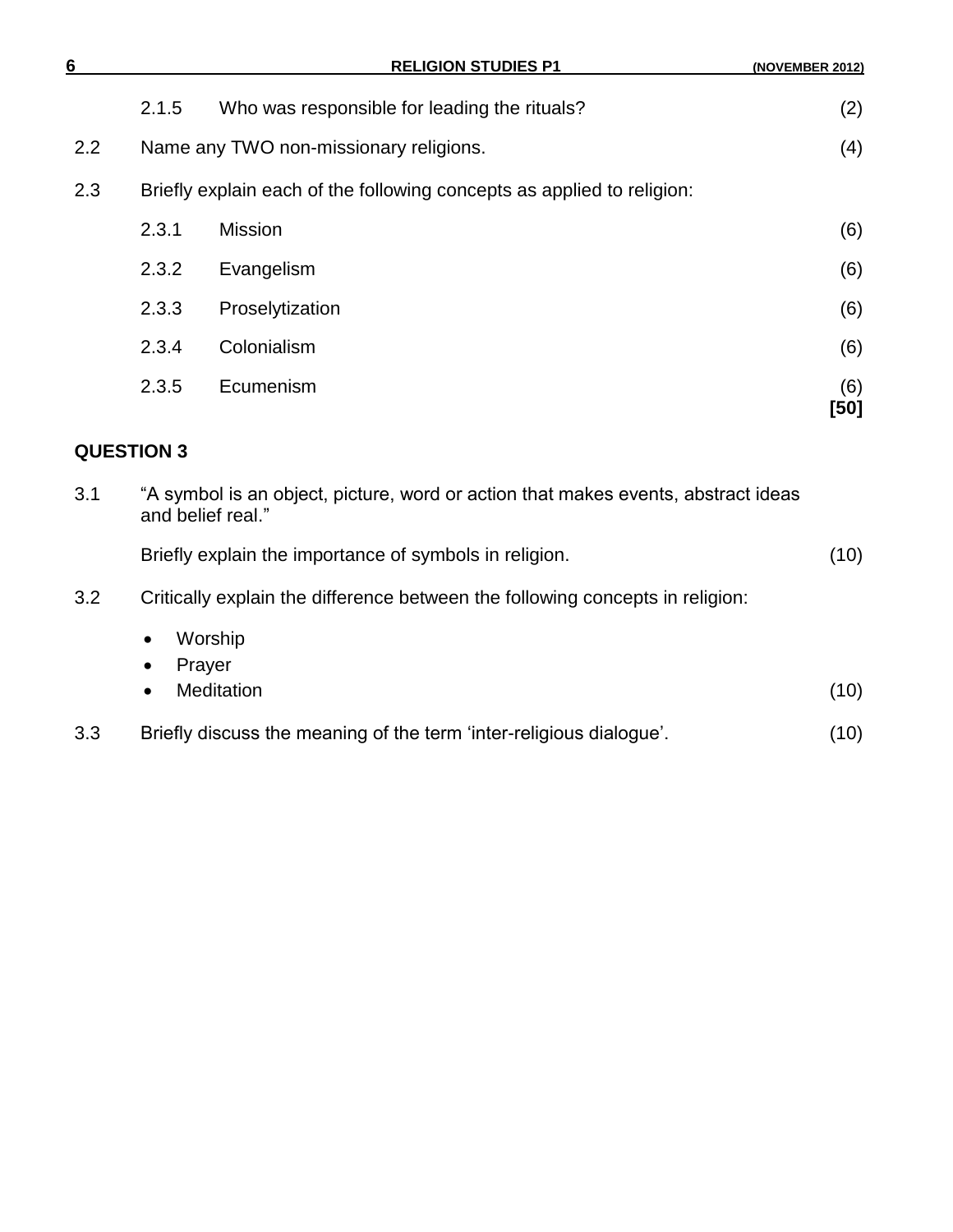2.1.5 Who was responsible for leading the rituals? (2)

2.2 Name any TWO non-missionary religions. (4)

2.3 Briefly explain each of the following concepts as applied to religion:

2.3.1 Mission (6)

2.3.2 Evangelism (6)

2.3.3 Proselytization (6)

2.3.4 Colonialism (6)

2.3.5 Ecumenism (6)
**[50]**

## QUESTION 3

3.1 "A symbol is an object, picture, word or action that makes events, abstract ideas and belief real."

Briefly explain the importance of symbols in religion. (10)

3.2 Critically explain the difference between the following concepts in religion:

- Worship
- Prayer
- Meditation (10)

3.3 Briefly discuss the meaning of the term 'inter-religious dialogue'. (10)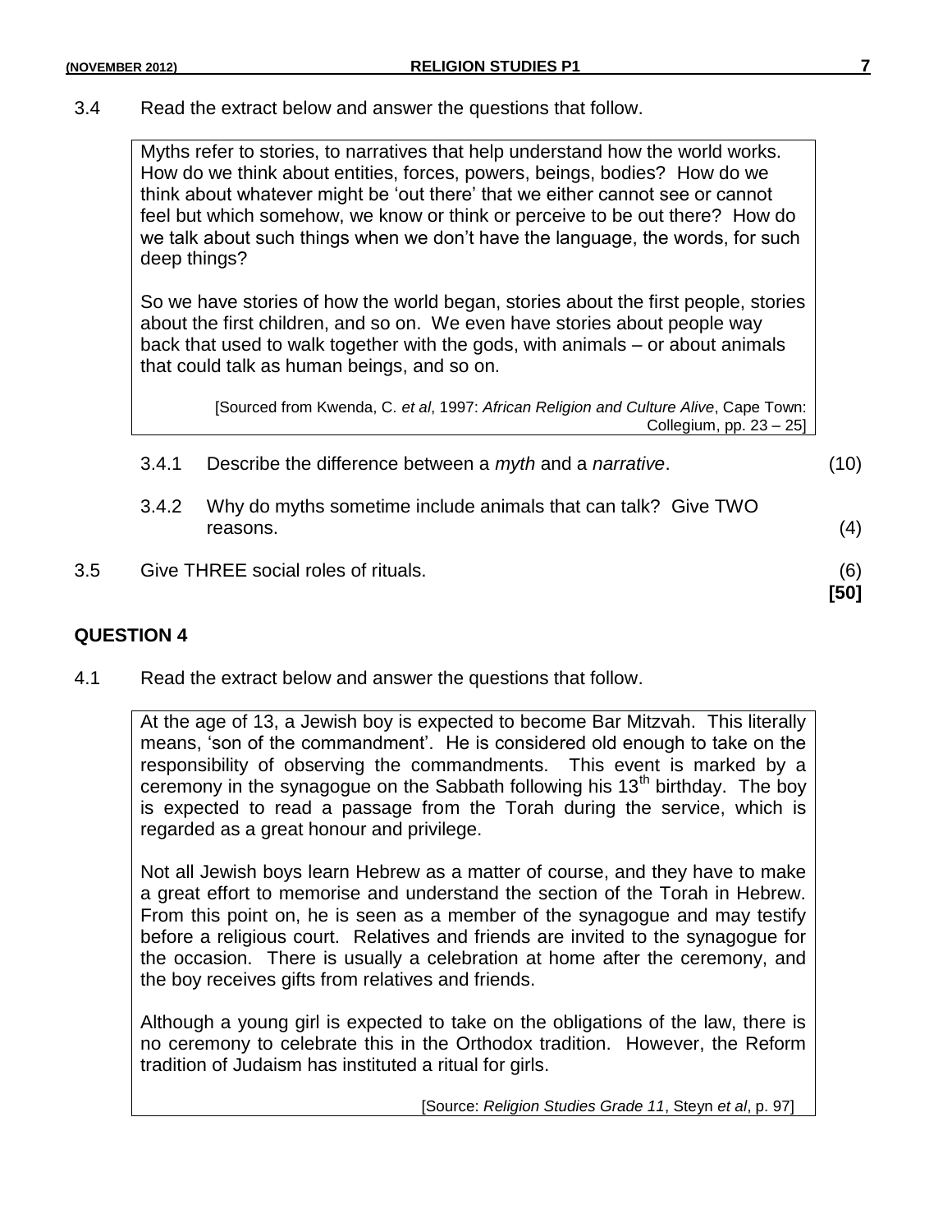3.4 Read the extract below and answer the questions that follow.

> Myths refer to stories, to narratives that help understand how the world works. How do we think about entities, forces, powers, beings, bodies? How do we think about whatever might be 'out there' that we either cannot see or cannot feel but which somehow, we know or think or perceive to be out there? How do we talk about such things when we don't have the language, the words, for such deep things?
>
> So we have stories of how the world began, stories about the first people, stories about the first children, and so on. We even have stories about people way back that used to walk together with the gods, with animals – or about animals that could talk as human beings, and so on.
>
> [Sourced from Kwenda, C. *et al*, 1997: *African Religion and Culture Alive*, Cape Town: Collegium, pp. 23 – 25]

3.4.1 Describe the difference between a *myth* and a *narrative*. (10)

3.4.2 Why do myths sometime include animals that can talk? Give TWO reasons. (4)

3.5 Give THREE social roles of rituals. (6)

**[50]**

## QUESTION 4

4.1 Read the extract below and answer the questions that follow.

> At the age of 13, a Jewish boy is expected to become Bar Mitzvah. This literally means, 'son of the commandment'. He is considered old enough to take on the responsibility of observing the commandments. This event is marked by a ceremony in the synagogue on the Sabbath following his 13th birthday. The boy is expected to read a passage from the Torah during the service, which is regarded as a great honour and privilege.
>
> Not all Jewish boys learn Hebrew as a matter of course, and they have to make a great effort to memorise and understand the section of the Torah in Hebrew. From this point on, he is seen as a member of the synagogue and may testify before a religious court. Relatives and friends are invited to the synagogue for the occasion. There is usually a celebration at home after the ceremony, and the boy receives gifts from relatives and friends.
>
> Although a young girl is expected to take on the obligations of the law, there is no ceremony to celebrate this in the Orthodox tradition. However, the Reform tradition of Judaism has instituted a ritual for girls.
>
> [Source: *Religion Studies Grade 11*, Steyn *et al*, p. 97]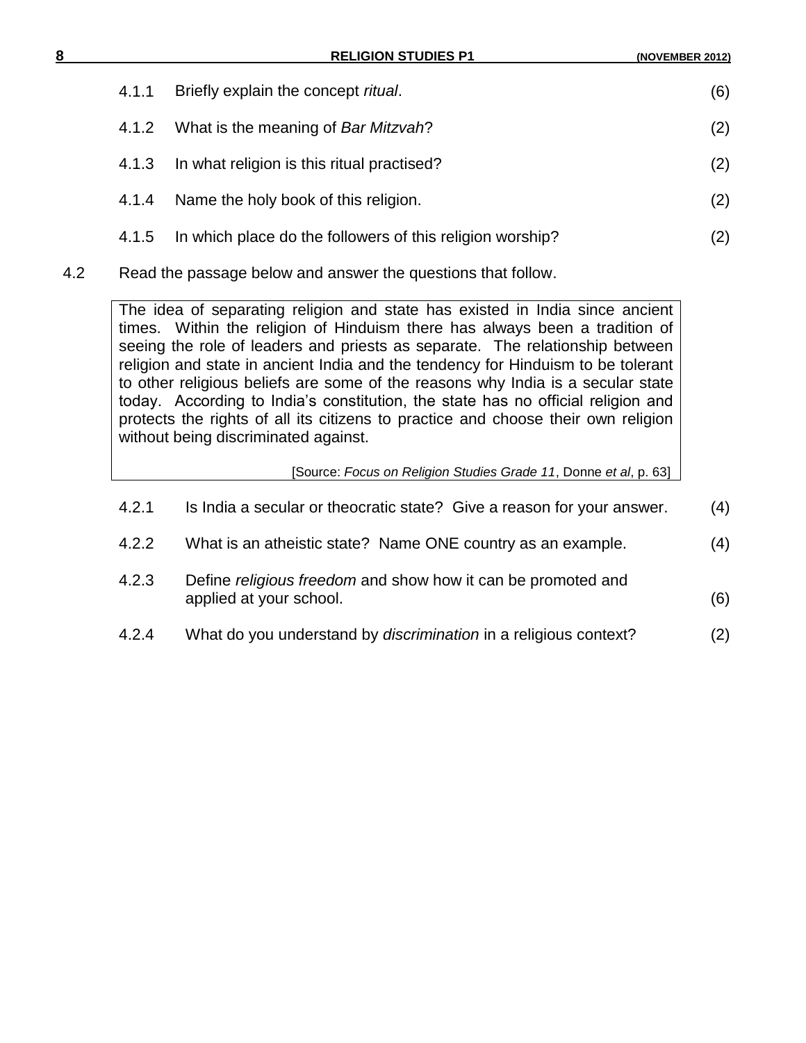4.1.1 Briefly explain the concept *ritual*. (6)

4.1.2 What is the meaning of *Bar Mitzvah*? (2)

4.1.3 In what religion is this ritual practised? (2)

4.1.4 Name the holy book of this religion. (2)

4.1.5 In which place do the followers of this religion worship? (2)

4.2 Read the passage below and answer the questions that follow.

> The idea of separating religion and state has existed in India since ancient times. Within the religion of Hinduism there has always been a tradition of seeing the role of leaders and priests as separate. The relationship between religion and state in ancient India and the tendency for Hinduism to be tolerant to other religious beliefs are some of the reasons why India is a secular state today. According to India's constitution, the state has no official religion and protects the rights of all its citizens to practice and choose their own religion without being discriminated against.
>
> [Source: *Focus on Religion Studies Grade 11*, Donne *et al*, p. 63]

4.2.1 Is India a secular or theocratic state? Give a reason for your answer. (4)

4.2.2 What is an atheistic state? Name ONE country as an example. (4)

4.2.3 Define *religious freedom* and show how it can be promoted and applied at your school. (6)

4.2.4 What do you understand by *discrimination* in a religious context? (2)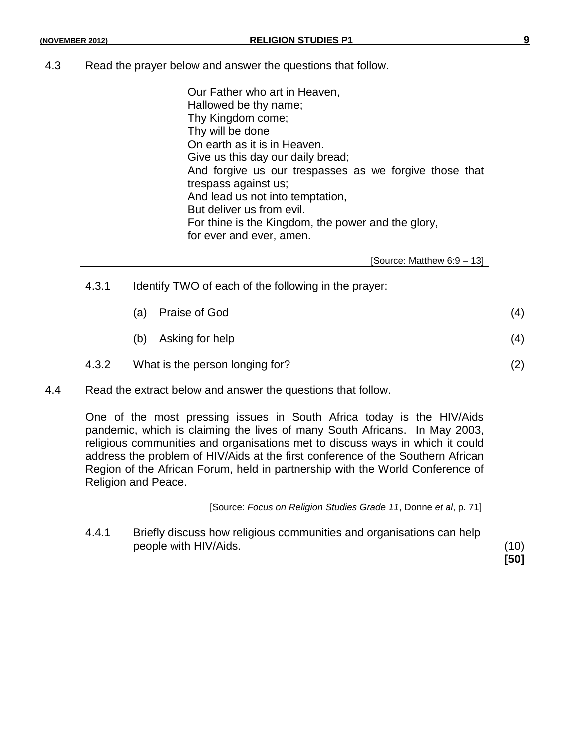4.3 Read the prayer below and answer the questions that follow.

> Our Father who art in Heaven,
> Hallowed be thy name;
> Thy Kingdom come;
> Thy will be done
> On earth as it is in Heaven.
> Give us this day our daily bread;
> And forgive us our trespasses as we forgive those that trespass against us;
> And lead us not into temptation,
> But deliver us from evil.
> For thine is the Kingdom, the power and the glory,
> for ever and ever, amen.
>
> [Source: Matthew 6:9 – 13]

4.3.1 Identify TWO of each of the following in the prayer:

(a) Praise of God (4)

(b) Asking for help (4)

4.3.2 What is the person longing for? (2)

4.4 Read the extract below and answer the questions that follow.

> One of the most pressing issues in South Africa today is the HIV/Aids pandemic, which is claiming the lives of many South Africans. In May 2003, religious communities and organisations met to discuss ways in which it could address the problem of HIV/Aids at the first conference of the Southern African Region of the African Forum, held in partnership with the World Conference of Religion and Peace.
>
> [Source: *Focus on Religion Studies Grade 11*, Donne *et al*, p. 71]

4.4.1 Briefly discuss how religious communities and organisations can help people with HIV/Aids. (10)

**[50]**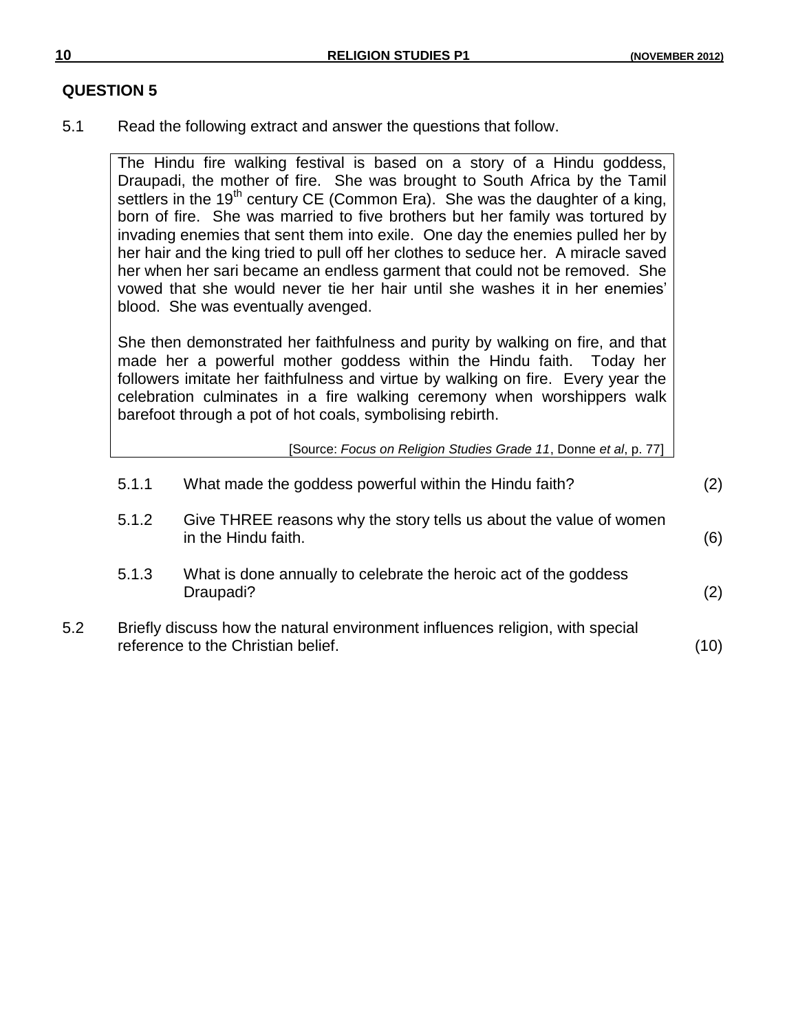## QUESTION 5

5.1 Read the following extract and answer the questions that follow.

> The Hindu fire walking festival is based on a story of a Hindu goddess, Draupadi, the mother of fire. She was brought to South Africa by the Tamil settlers in the 19th century CE (Common Era). She was the daughter of a king, born of fire. She was married to five brothers but her family was tortured by invading enemies that sent them into exile. One day the enemies pulled her by her hair and the king tried to pull off her clothes to seduce her. A miracle saved her when her sari became an endless garment that could not be removed. She vowed that she would never tie her hair until she washes it in her enemies' blood. She was eventually avenged.
>
> She then demonstrated her faithfulness and purity by walking on fire, and that made her a powerful mother goddess within the Hindu faith. Today her followers imitate her faithfulness and virtue by walking on fire. Every year the celebration culminates in a fire walking ceremony when worshippers walk barefoot through a pot of hot coals, symbolising rebirth.
>
> [Source: *Focus on Religion Studies Grade 11*, Donne *et al*, p. 77]

5.1.1 What made the goddess powerful within the Hindu faith? (2)

5.1.2 Give THREE reasons why the story tells us about the value of women in the Hindu faith. (6)

5.1.3 What is done annually to celebrate the heroic act of the goddess Draupadi? (2)

5.2 Briefly discuss how the natural environment influences religion, with special reference to the Christian belief. (10)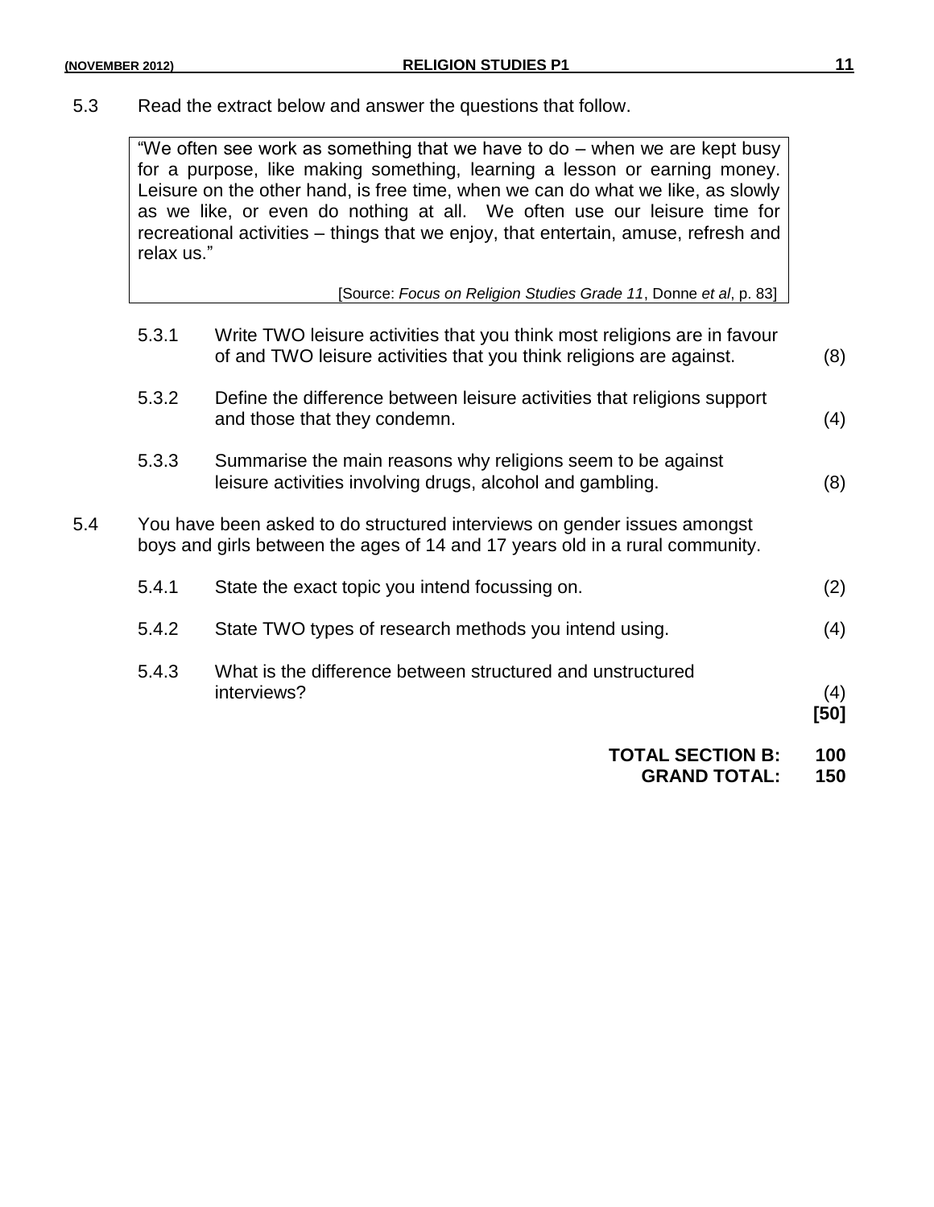5.3 Read the extract below and answer the questions that follow.

> "We often see work as something that we have to do – when we are kept busy for a purpose, like making something, learning a lesson or earning money. Leisure on the other hand, is free time, when we can do what we like, as slowly as we like, or even do nothing at all. We often use our leisure time for recreational activities – things that we enjoy, that entertain, amuse, refresh and relax us."
>
> [Source: *Focus on Religion Studies Grade 11*, Donne *et al*, p. 83]

5.3.1 Write TWO leisure activities that you think most religions are in favour of and TWO leisure activities that you think religions are against. (8)

5.3.2 Define the difference between leisure activities that religions support and those that they condemn. (4)

5.3.3 Summarise the main reasons why religions seem to be against leisure activities involving drugs, alcohol and gambling. (8)

5.4 You have been asked to do structured interviews on gender issues amongst boys and girls between the ages of 14 and 17 years old in a rural community.

5.4.1 State the exact topic you intend focussing on. (2)

5.4.2 State TWO types of research methods you intend using. (4)

5.4.3 What is the difference between structured and unstructured interviews? (4)
**[50]**

**TOTAL SECTION B: 100**
**GRAND TOTAL: 150**